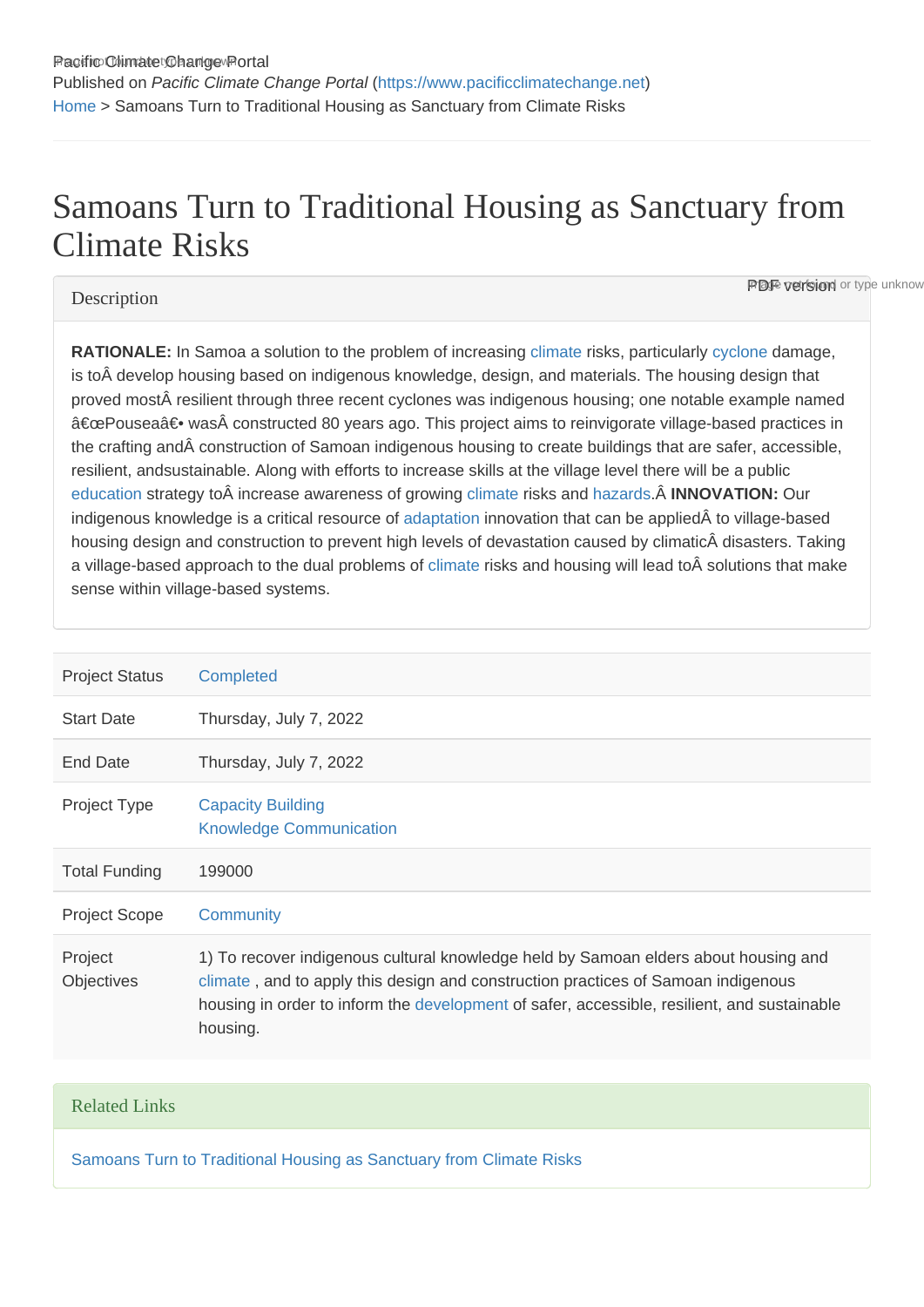Pacific Climate Change Portal
Published on *Pacific Climate Change Portal* (https://www.pacificclimatechange.net)
Home > Samoans Turn to Traditional Housing as Sanctuary from Climate Risks

# Samoans Turn to Traditional Housing as Sanctuary from Climate Risks

## Description

**RATIONALE:** In Samoa a solution to the problem of increasing climate risks, particularly cyclone damage, is toÂ develop housing based on indigenous knowledge, design, and materials. The housing design that proved mostÂ resilient through three recent cyclones was indigenous housing; one notable example named â€œPouseaâ€• wasÂ constructed 80 years ago. This project aims to reinvigorate village-based practices in the crafting andÂ construction of Samoan indigenous housing to create buildings that are safer, accessible, resilient, andsustainable. Along with efforts to increase skills at the village level there will be a public education strategy toÂ increase awareness of growing climate risks and hazards.Â **INNOVATION:** Our indigenous knowledge is a critical resource of adaptation innovation that can be appliedÂ to village-based housing design and construction to prevent high levels of devastation caused by climaticÂ disasters. Taking a village-based approach to the dual problems of climate risks and housing will lead toÂ solutions that make sense within village-based systems.

| | |
|---|---|
| Project Status | Completed |
| Start Date | Thursday, July 7, 2022 |
| End Date | Thursday, July 7, 2022 |
| Project Type | Capacity Building<br>Knowledge Communication |
| Total Funding | 199000 |
| Project Scope | Community |
| Project Objectives | 1) To recover indigenous cultural knowledge held by Samoan elders about housing and climate , and to apply this design and construction practices of Samoan indigenous housing in order to inform the development of safer, accessible, resilient, and sustainable housing. |

## Related Links

Samoans Turn to Traditional Housing as Sanctuary from Climate Risks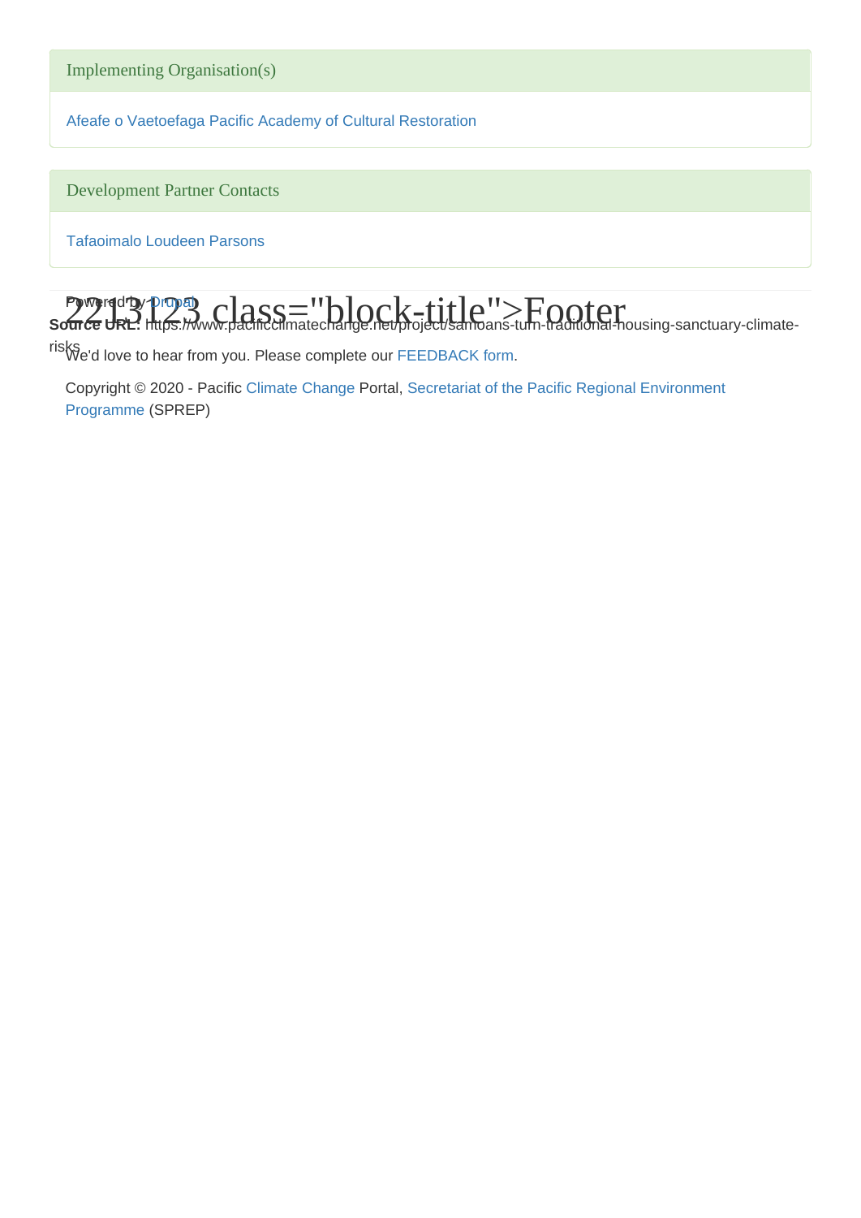## Implementing Organisation(s)

Afeafe o Vaetoefaga Pacific Academy of Cultural Restoration

## Development Partner Contacts

Tafaoimalo Loudeen Parsons

2213123 class="block-title">Footer

Powered by Drupal

**Source URL:** https://www.pacificclimatechange.net/project/samoans-turn-traditional-housing-sanctuary-climate-risks

We'd love to hear from you. Please complete our FEEDBACK form.

Copyright © 2020 - Pacific Climate Change Portal, Secretariat of the Pacific Regional Environment Programme (SPREP)